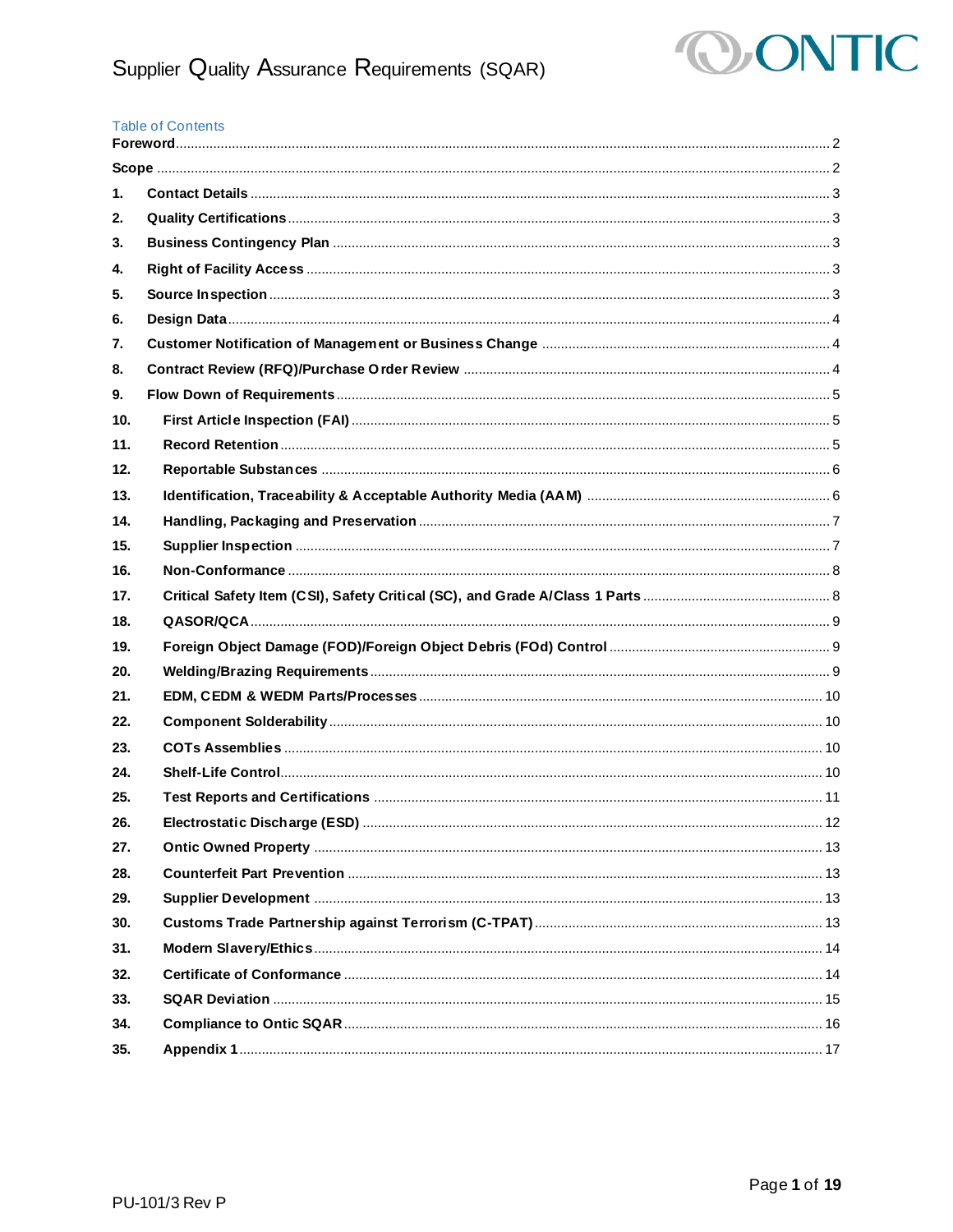# Supplier Quality Assurance Requirements (SQAR)

Table of Contents

**Foreword** ..... 2

**Scope** ..... 2

1. **Contact Details** ..... 3
2. **Quality Certifications** ..... 3
3. **Business Contingency Plan** ..... 3
4. **Right of Facility Access** ..... 3
5. **Source Inspection** ..... 3
6. **Design Data** ..... 4
7. **Customer Notification of Management or Business Change** ..... 4
8. **Contract Review (RFQ)/Purchase Order Review** ..... 4
9. **Flow Down of Requirements** ..... 5
10. **First Article Inspection (FAI)** ..... 5
11. **Record Retention** ..... 5
12. **Reportable Substances** ..... 6
13. **Identification, Traceability & Acceptable Authority Media (AAM)** ..... 6
14. **Handling, Packaging and Preservation** ..... 7
15. **Supplier Inspection** ..... 7
16. **Non-Conformance** ..... 8
17. **Critical Safety Item (CSI), Safety Critical (SC), and Grade A/Class 1 Parts** ..... 8
18. **QASOR/QCA** ..... 9
19. **Foreign Object Damage (FOD)/Foreign Object Debris (FOd) Control** ..... 9
20. **Welding/Brazing Requirements** ..... 9
21. **EDM, CEDM & WEDM Parts/Processes** ..... 10
22. **Component Solderability** ..... 10
23. **COTs Assemblies** ..... 10
24. **Shelf-Life Control** ..... 10
25. **Test Reports and Certifications** ..... 11
26. **Electrostatic Discharge (ESD)** ..... 12
27. **Ontic Owned Property** ..... 13
28. **Counterfeit Part Prevention** ..... 13
29. **Supplier Development** ..... 13
30. **Customs Trade Partnership against Terrorism (C-TPAT)** ..... 13
31. **Modern Slavery/Ethics** ..... 14
32. **Certificate of Conformance** ..... 14
33. **SQAR Deviation** ..... 15
34. **Compliance to Ontic SQAR** ..... 16
35. **Appendix 1** ..... 17

PU-101/3 Rev P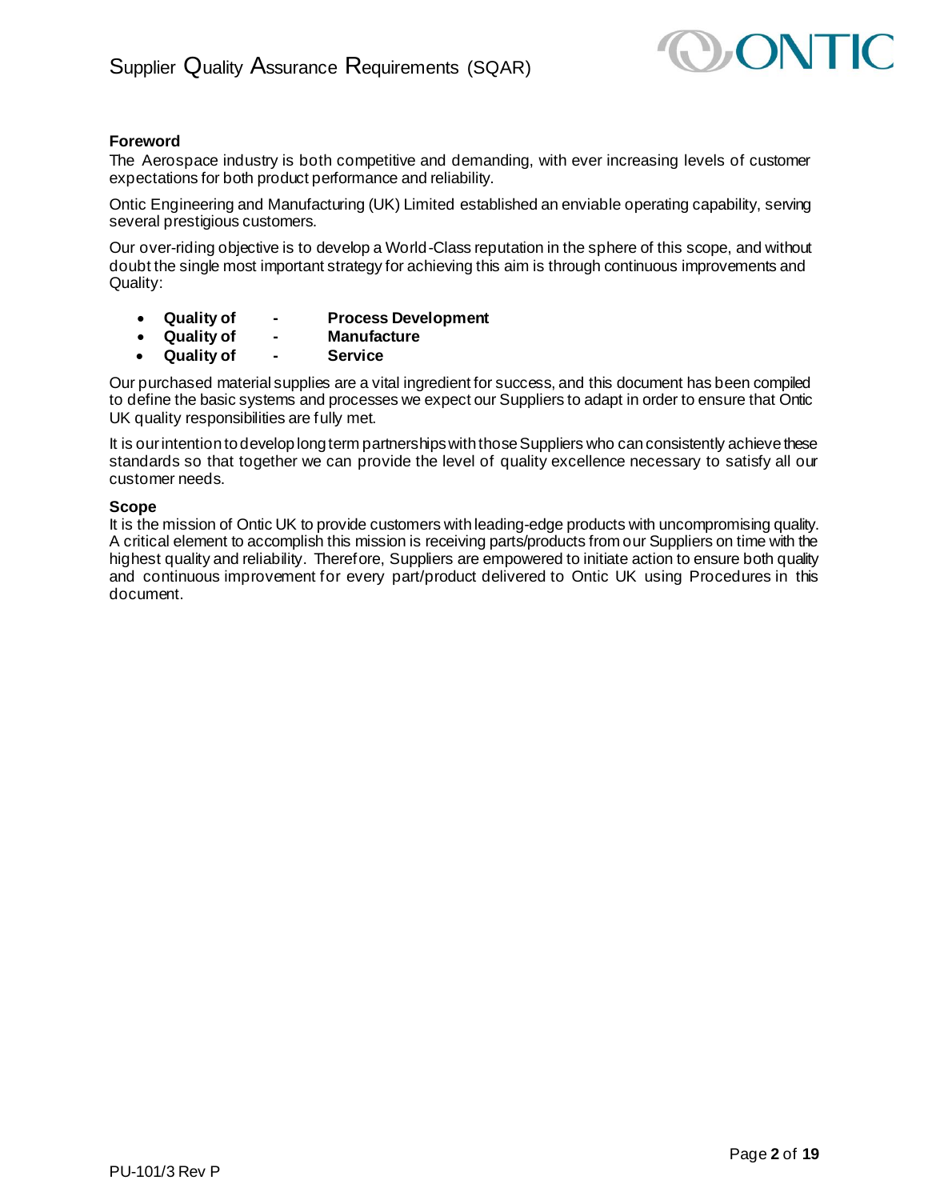### Foreword

The Aerospace industry is both competitive and demanding, with ever increasing levels of customer expectations for both product performance and reliability.

Ontic Engineering and Manufacturing (UK) Limited established an enviable operating capability, serving several prestigious customers.

Our over-riding objective is to develop a World-Class reputation in the sphere of this scope, and without doubt the single most important strategy for achieving this aim is through continuous improvements and Quality:

- **Quality of - Process Development**
- **Quality of - Manufacture**
- **Quality of - Service**

Our purchased material supplies are a vital ingredient for success, and this document has been compiled to define the basic systems and processes we expect our Suppliers to adapt in order to ensure that Ontic UK quality responsibilities are fully met.

It is our intention to develop long term partnerships with those Suppliers who can consistently achieve these standards so that together we can provide the level of quality excellence necessary to satisfy all our customer needs.

### Scope

It is the mission of Ontic UK to provide customers with leading-edge products with uncompromising quality. A critical element to accomplish this mission is receiving parts/products from our Suppliers on time with the highest quality and reliability. Therefore, Suppliers are empowered to initiate action to ensure both quality and continuous improvement for every part/product delivered to Ontic UK using Procedures in this document.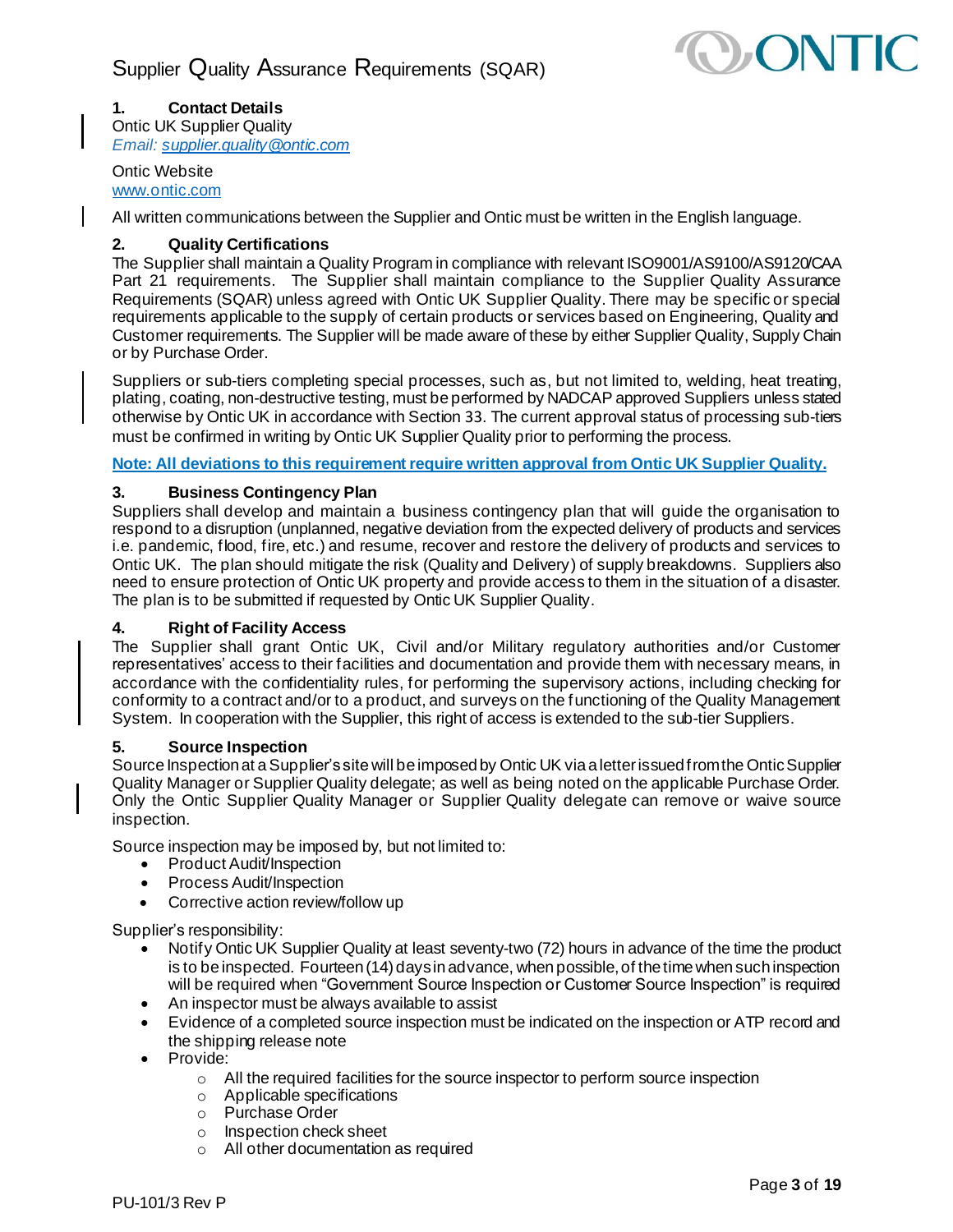## 1. Contact Details

Ontic UK Supplier Quality
*Email: supplier.quality@ontic.com*

Ontic Website
www.ontic.com

All written communications between the Supplier and Ontic must be written in the English language.

## 2. Quality Certifications

The Supplier shall maintain a Quality Program in compliance with relevant ISO9001/AS9100/AS9120/CAA Part 21 requirements. The Supplier shall maintain compliance to the Supplier Quality Assurance Requirements (SQAR) unless agreed with Ontic UK Supplier Quality. There may be specific or special requirements applicable to the supply of certain products or services based on Engineering, Quality and Customer requirements. The Supplier will be made aware of these by either Supplier Quality, Supply Chain or by Purchase Order.

Suppliers or sub-tiers completing special processes, such as, but not limited to, welding, heat treating, plating, coating, non-destructive testing, must be performed by NADCAP approved Suppliers unless stated otherwise by Ontic UK in accordance with Section 33. The current approval status of processing sub-tiers must be confirmed in writing by Ontic UK Supplier Quality prior to performing the process.

**Note: All deviations to this requirement require written approval from Ontic UK Supplier Quality.**

## 3. Business Contingency Plan

Suppliers shall develop and maintain a business contingency plan that will guide the organisation to respond to a disruption (unplanned, negative deviation from the expected delivery of products and services i.e. pandemic, flood, fire, etc.) and resume, recover and restore the delivery of products and services to Ontic UK. The plan should mitigate the risk (Quality and Delivery) of supply breakdowns. Suppliers also need to ensure protection of Ontic UK property and provide access to them in the situation of a disaster. The plan is to be submitted if requested by Ontic UK Supplier Quality.

## 4. Right of Facility Access

The Supplier shall grant Ontic UK, Civil and/or Military regulatory authorities and/or Customer representatives' access to their facilities and documentation and provide them with necessary means, in accordance with the confidentiality rules, for performing the supervisory actions, including checking for conformity to a contract and/or to a product, and surveys on the functioning of the Quality Management System. In cooperation with the Supplier, this right of access is extended to the sub-tier Suppliers.

## 5. Source Inspection

Source Inspection at a Supplier's site will be imposed by Ontic UK via a letter issued from the Ontic Supplier Quality Manager or Supplier Quality delegate; as well as being noted on the applicable Purchase Order. Only the Ontic Supplier Quality Manager or Supplier Quality delegate can remove or waive source inspection.

Source inspection may be imposed by, but not limited to:

- Product Audit/Inspection
- Process Audit/Inspection
- Corrective action review/follow up

Supplier's responsibility:

- Notify Ontic UK Supplier Quality at least seventy-two (72) hours in advance of the time the product is to be inspected. Fourteen (14) days in advance, when possible, of the time when such inspection will be required when "Government Source Inspection or Customer Source Inspection" is required
- An inspector must be always available to assist
- Evidence of a completed source inspection must be indicated on the inspection or ATP record and the shipping release note
- Provide:
  - All the required facilities for the source inspector to perform source inspection
  - Applicable specifications
  - Purchase Order
  - Inspection check sheet
  - All other documentation as required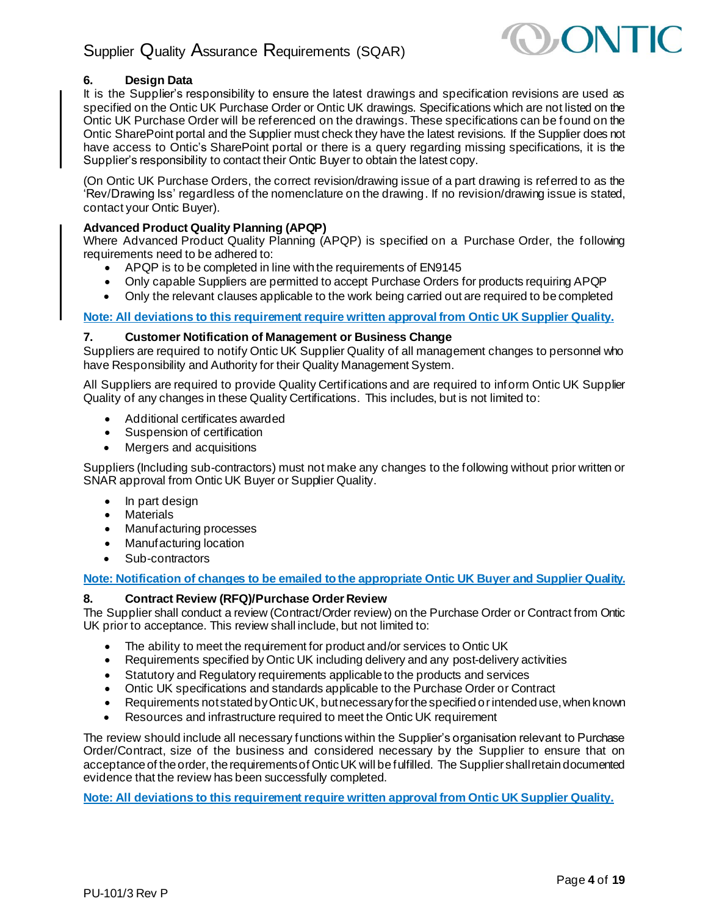## 6. Design Data

It is the Supplier's responsibility to ensure the latest drawings and specification revisions are used as specified on the Ontic UK Purchase Order or Ontic UK drawings. Specifications which are not listed on the Ontic UK Purchase Order will be referenced on the drawings. These specifications can be found on the Ontic SharePoint portal and the Supplier must check they have the latest revisions. If the Supplier does not have access to Ontic's SharePoint portal or there is a query regarding missing specifications, it is the Supplier's responsibility to contact their Ontic Buyer to obtain the latest copy.

(On Ontic UK Purchase Orders, the correct revision/drawing issue of a part drawing is referred to as the 'Rev/Drawing Iss' regardless of the nomenclature on the drawing. If no revision/drawing issue is stated, contact your Ontic Buyer).

### Advanced Product Quality Planning (APQP)

Where Advanced Product Quality Planning (APQP) is specified on a Purchase Order, the following requirements need to be adhered to:

- APQP is to be completed in line with the requirements of EN9145
- Only capable Suppliers are permitted to accept Purchase Orders for products requiring APQP
- Only the relevant clauses applicable to the work being carried out are required to be completed

**Note: All deviations to this requirement require written approval from Ontic UK Supplier Quality.**

## 7. Customer Notification of Management or Business Change

Suppliers are required to notify Ontic UK Supplier Quality of all management changes to personnel who have Responsibility and Authority for their Quality Management System.

All Suppliers are required to provide Quality Certifications and are required to inform Ontic UK Supplier Quality of any changes in these Quality Certifications. This includes, but is not limited to:

- Additional certificates awarded
- Suspension of certification
- Mergers and acquisitions

Suppliers (Including sub-contractors) must not make any changes to the following without prior written or SNAR approval from Ontic UK Buyer or Supplier Quality.

- In part design
- Materials
- Manufacturing processes
- Manufacturing location
- Sub-contractors

**Note: Notification of changes to be emailed to the appropriate Ontic UK Buyer and Supplier Quality.**

## 8. Contract Review (RFQ)/Purchase Order Review

The Supplier shall conduct a review (Contract/Order review) on the Purchase Order or Contract from Ontic UK prior to acceptance. This review shall include, but not limited to:

- The ability to meet the requirement for product and/or services to Ontic UK
- Requirements specified by Ontic UK including delivery and any post-delivery activities
- Statutory and Regulatory requirements applicable to the products and services
- Ontic UK specifications and standards applicable to the Purchase Order or Contract
- Requirements not stated by Ontic UK, but necessary for the specified or intended use, when known
- Resources and infrastructure required to meet the Ontic UK requirement

The review should include all necessary functions within the Supplier's organisation relevant to Purchase Order/Contract, size of the business and considered necessary by the Supplier to ensure that on acceptance of the order, the requirements of Ontic UK will be fulfilled. The Supplier shall retain documented evidence that the review has been successfully completed.

**Note: All deviations to this requirement require written approval from Ontic UK Supplier Quality.**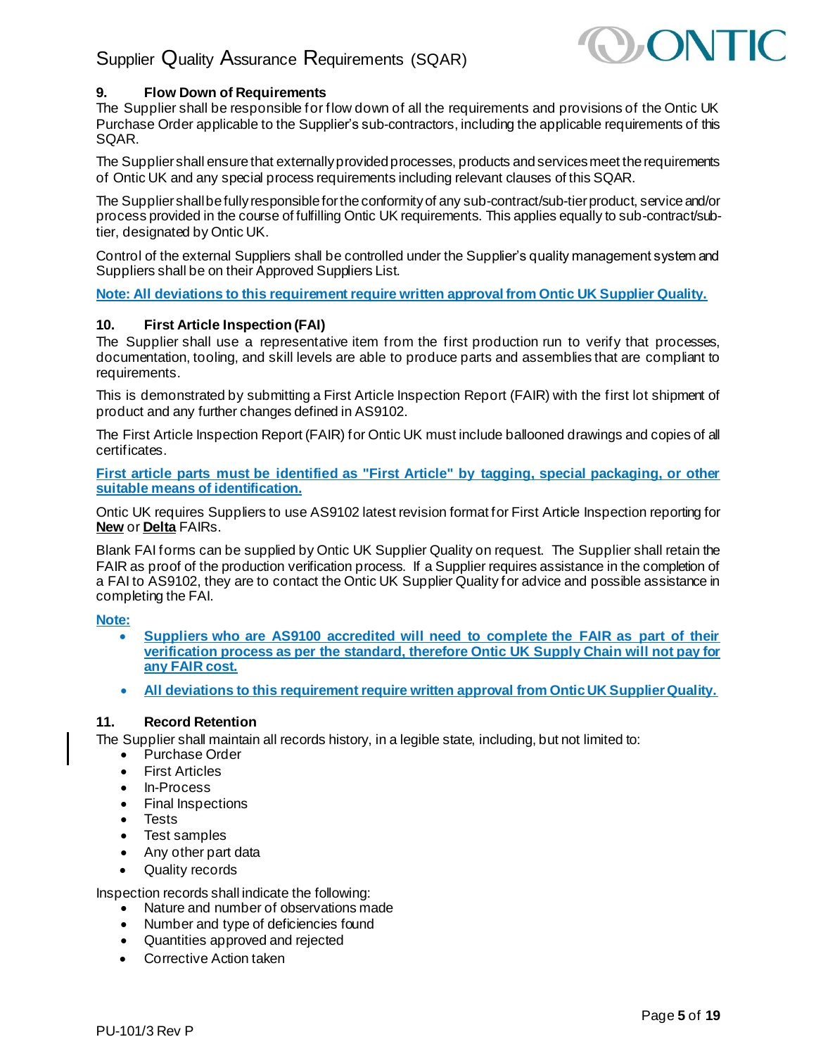## 9. Flow Down of Requirements

The Supplier shall be responsible for flow down of all the requirements and provisions of the Ontic UK Purchase Order applicable to the Supplier's sub-contractors, including the applicable requirements of this SQAR.

The Supplier shall ensure that externally provided processes, products and services meet the requirements of Ontic UK and any special process requirements including relevant clauses of this SQAR.

The Supplier shall be fully responsible for the conformity of any sub-contract/sub-tier product, service and/or process provided in the course of fulfilling Ontic UK requirements. This applies equally to sub-contract/sub-tier, designated by Ontic UK.

Control of the external Suppliers shall be controlled under the Supplier's quality management system and Suppliers shall be on their Approved Suppliers List.

**Note: All deviations to this requirement require written approval from Ontic UK Supplier Quality.**

## 10. First Article Inspection (FAI)

The Supplier shall use a representative item from the first production run to verify that processes, documentation, tooling, and skill levels are able to produce parts and assemblies that are compliant to requirements.

This is demonstrated by submitting a First Article Inspection Report (FAIR) with the first lot shipment of product and any further changes defined in AS9102.

The First Article Inspection Report (FAIR) for Ontic UK must include ballooned drawings and copies of all certificates.

**First article parts must be identified as "First Article" by tagging, special packaging, or other suitable means of identification.**

Ontic UK requires Suppliers to use AS9102 latest revision format for First Article Inspection reporting for **New** or **Delta** FAIRs.

Blank FAI forms can be supplied by Ontic UK Supplier Quality on request. The Supplier shall retain the FAIR as proof of the production verification process. If a Supplier requires assistance in the completion of a FAI to AS9102, they are to contact the Ontic UK Supplier Quality for advice and possible assistance in completing the FAI.

**Note:**

- **Suppliers who are AS9100 accredited will need to complete the FAIR as part of their verification process as per the standard, therefore Ontic UK Supply Chain will not pay for any FAIR cost.**
- **All deviations to this requirement require written approval from Ontic UK Supplier Quality.**

## 11. Record Retention

The Supplier shall maintain all records history, in a legible state, including, but not limited to:

- Purchase Order
- First Articles
- In-Process
- Final Inspections
- Tests
- Test samples
- Any other part data
- Quality records

Inspection records shall indicate the following:

- Nature and number of observations made
- Number and type of deficiencies found
- Quantities approved and rejected
- Corrective Action taken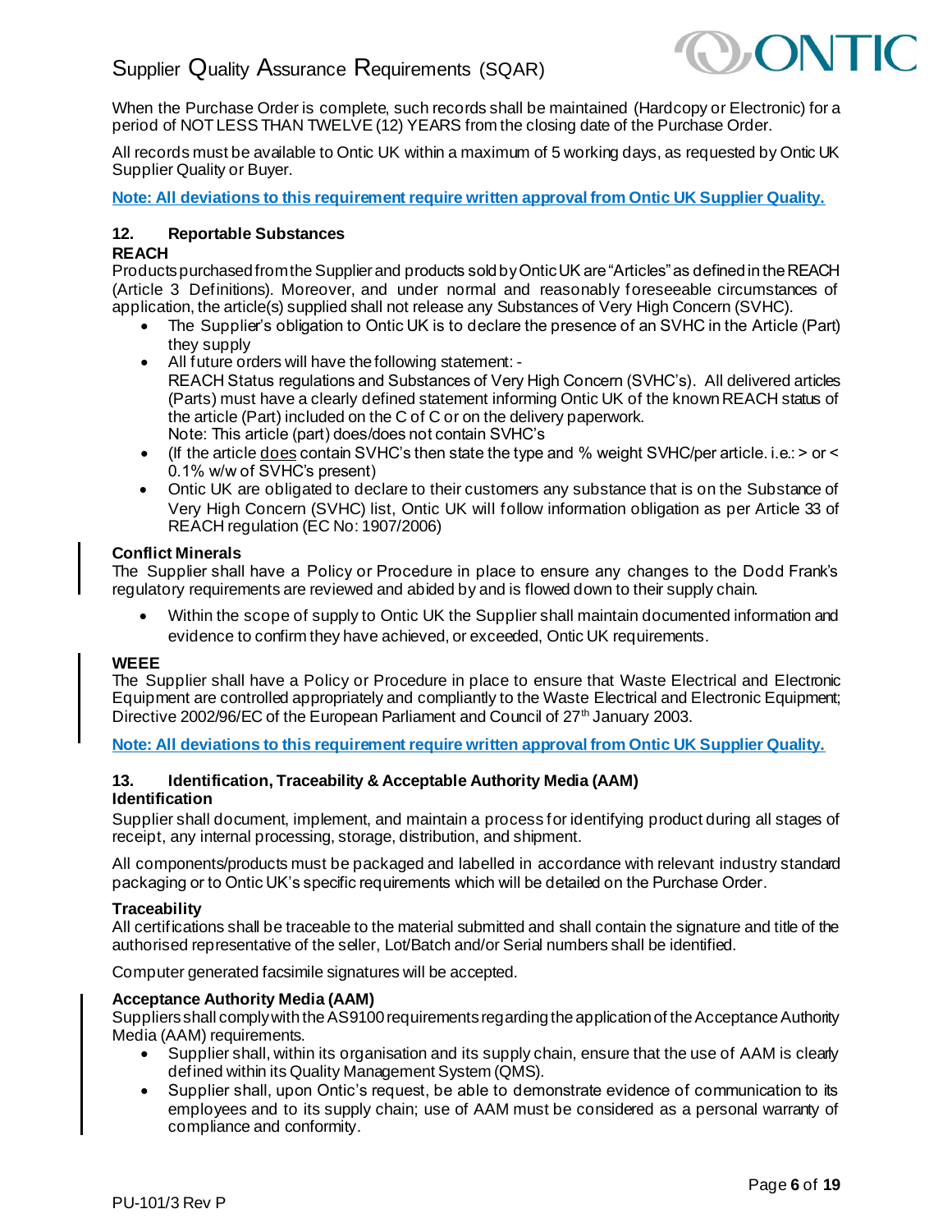When the Purchase Order is complete, such records shall be maintained (Hardcopy or Electronic) for a period of NOT LESS THAN TWELVE (12) YEARS from the closing date of the Purchase Order.

All records must be available to Ontic UK within a maximum of 5 working days, as requested by Ontic UK Supplier Quality or Buyer.

**Note: All deviations to this requirement require written approval from Ontic UK Supplier Quality.**

## 12. Reportable Substances

### REACH

Products purchased from the Supplier and products sold by Ontic UK are "Articles" as defined in the REACH (Article 3 Definitions). Moreover, and under normal and reasonably foreseeable circumstances of application, the article(s) supplied shall not release any Substances of Very High Concern (SVHC).

- The Supplier's obligation to Ontic UK is to declare the presence of an SVHC in the Article (Part) they supply
- All future orders will have the following statement: -
  REACH Status regulations and Substances of Very High Concern (SVHC's). All delivered articles (Parts) must have a clearly defined statement informing Ontic UK of the known REACH status of the article (Part) included on the C of C or on the delivery paperwork.
  Note: This article (part) does/does not contain SVHC's
- (If the article does contain SVHC's then state the type and % weight SVHC/per article. i.e.: > or < 0.1% w/w of SVHC's present)
- Ontic UK are obligated to declare to their customers any substance that is on the Substance of Very High Concern (SVHC) list, Ontic UK will follow information obligation as per Article 33 of REACH regulation (EC No: 1907/2006)

### Conflict Minerals

The Supplier shall have a Policy or Procedure in place to ensure any changes to the Dodd Frank's regulatory requirements are reviewed and abided by and is flowed down to their supply chain.

- Within the scope of supply to Ontic UK the Supplier shall maintain documented information and evidence to confirm they have achieved, or exceeded, Ontic UK requirements.

### WEEE

The Supplier shall have a Policy or Procedure in place to ensure that Waste Electrical and Electronic Equipment are controlled appropriately and compliantly to the Waste Electrical and Electronic Equipment; Directive 2002/96/EC of the European Parliament and Council of 27th January 2003.

**Note: All deviations to this requirement require written approval from Ontic UK Supplier Quality.**

## 13. Identification, Traceability & Acceptable Authority Media (AAM)

### Identification

Supplier shall document, implement, and maintain a process for identifying product during all stages of receipt, any internal processing, storage, distribution, and shipment.

All components/products must be packaged and labelled in accordance with relevant industry standard packaging or to Ontic UK's specific requirements which will be detailed on the Purchase Order.

### Traceability

All certifications shall be traceable to the material submitted and shall contain the signature and title of the authorised representative of the seller, Lot/Batch and/or Serial numbers shall be identified.

Computer generated facsimile signatures will be accepted.

### Acceptance Authority Media (AAM)

Suppliers shall comply with the AS9100 requirements regarding the application of the Acceptance Authority Media (AAM) requirements.

- Supplier shall, within its organisation and its supply chain, ensure that the use of AAM is clearly defined within its Quality Management System (QMS).
- Supplier shall, upon Ontic's request, be able to demonstrate evidence of communication to its employees and to its supply chain; use of AAM must be considered as a personal warranty of compliance and conformity.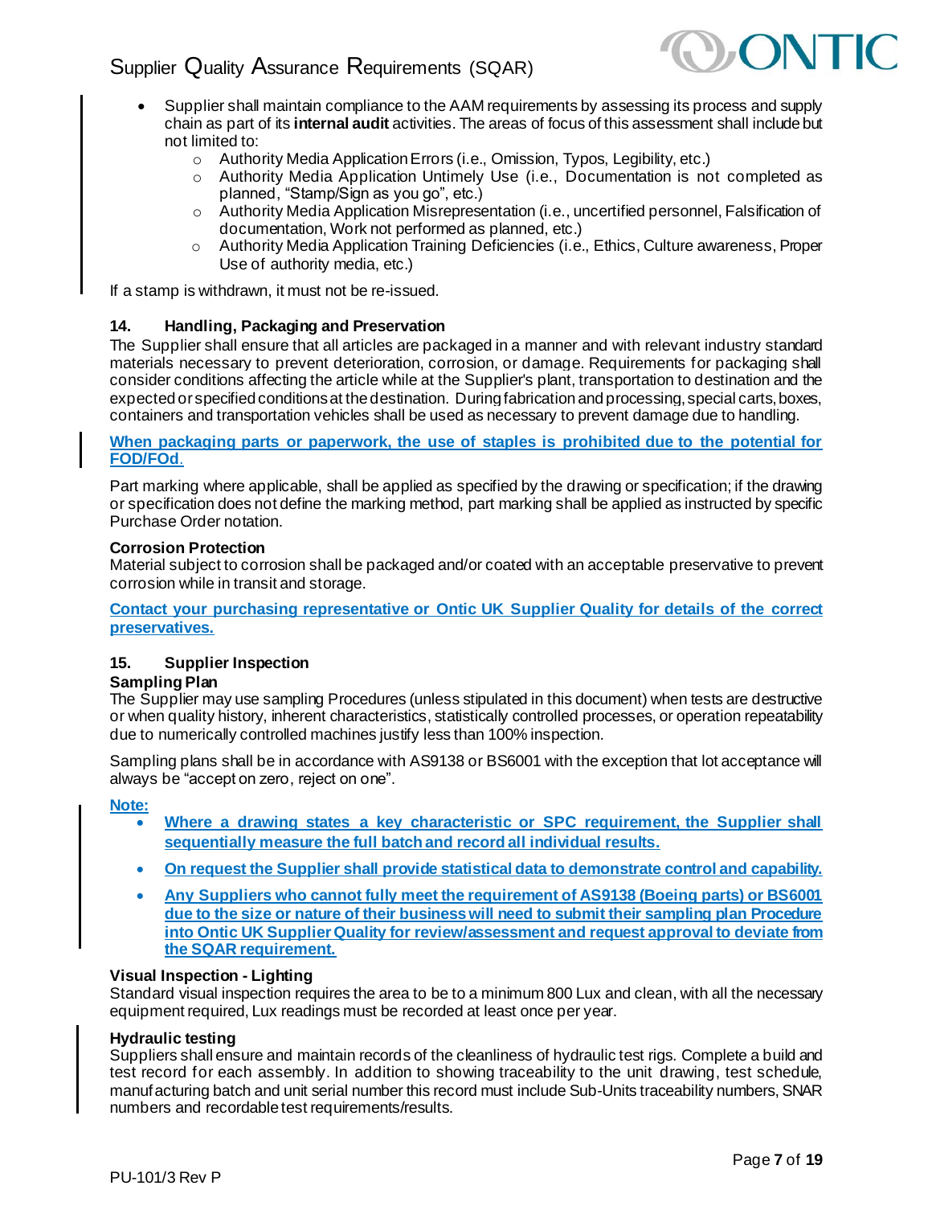- Supplier shall maintain compliance to the AAM requirements by assessing its process and supply chain as part of its **internal audit** activities. The areas of focus of this assessment shall include but not limited to:
  - Authority Media Application Errors (i.e., Omission, Typos, Legibility, etc.)
  - Authority Media Application Untimely Use (i.e., Documentation is not completed as planned, "Stamp/Sign as you go", etc.)
  - Authority Media Application Misrepresentation (i.e., uncertified personnel, Falsification of documentation, Work not performed as planned, etc.)
  - Authority Media Application Training Deficiencies (i.e., Ethics, Culture awareness, Proper Use of authority media, etc.)

If a stamp is withdrawn, it must not be re-issued.

## 14. Handling, Packaging and Preservation

The Supplier shall ensure that all articles are packaged in a manner and with relevant industry standard materials necessary to prevent deterioration, corrosion, or damage. Requirements for packaging shall consider conditions affecting the article while at the Supplier's plant, transportation to destination and the expected or specified conditions at the destination. During fabrication and processing, special carts, boxes, containers and transportation vehicles shall be used as necessary to prevent damage due to handling.

**When packaging parts or paperwork, the use of staples is prohibited due to the potential for FOD/FOd.**

Part marking where applicable, shall be applied as specified by the drawing or specification; if the drawing or specification does not define the marking method, part marking shall be applied as instructed by specific Purchase Order notation.

### Corrosion Protection

Material subject to corrosion shall be packaged and/or coated with an acceptable preservative to prevent corrosion while in transit and storage.

**Contact your purchasing representative or Ontic UK Supplier Quality for details of the correct preservatives.**

## 15. Supplier Inspection

### Sampling Plan

The Supplier may use sampling Procedures (unless stipulated in this document) when tests are destructive or when quality history, inherent characteristics, statistically controlled processes, or operation repeatability due to numerically controlled machines justify less than 100% inspection.

Sampling plans shall be in accordance with AS9138 or BS6001 with the exception that lot acceptance will always be "accept on zero, reject on one".

**Note:**

- **Where a drawing states a key characteristic or SPC requirement, the Supplier shall sequentially measure the full batch and record all individual results.**
- **On request the Supplier shall provide statistical data to demonstrate control and capability.**
- **Any Suppliers who cannot fully meet the requirement of AS9138 (Boeing parts) or BS6001 due to the size or nature of their business will need to submit their sampling plan Procedure into Ontic UK Supplier Quality for review/assessment and request approval to deviate from the SQAR requirement.**

### Visual Inspection - Lighting

Standard visual inspection requires the area to be to a minimum 800 Lux and clean, with all the necessary equipment required, Lux readings must be recorded at least once per year.

### Hydraulic testing

Suppliers shall ensure and maintain records of the cleanliness of hydraulic test rigs. Complete a build and test record for each assembly. In addition to showing traceability to the unit drawing, test schedule, manufacturing batch and unit serial number this record must include Sub-Units traceability numbers, SNAR numbers and recordable test requirements/results.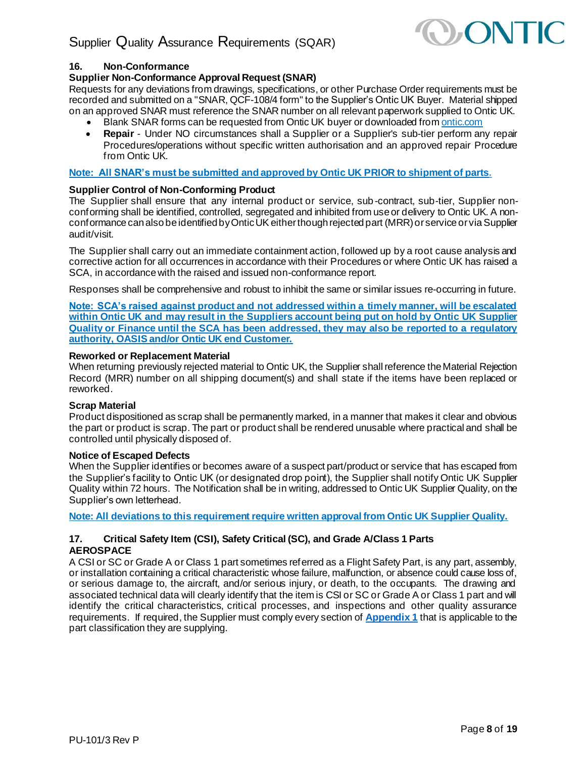## 16. Non-Conformance

### Supplier Non-Conformance Approval Request (SNAR)

Requests for any deviations from drawings, specifications, or other Purchase Order requirements must be recorded and submitted on a "SNAR, QCF-108/4 form" to the Supplier's Ontic UK Buyer. Material shipped on an approved SNAR must reference the SNAR number on all relevant paperwork supplied to Ontic UK.

- Blank SNAR forms can be requested from Ontic UK buyer or downloaded from ontic.com
- **Repair** - Under NO circumstances shall a Supplier or a Supplier's sub-tier perform any repair Procedures/operations without specific written authorisation and an approved repair Procedure from Ontic UK.

**Note: All SNAR's must be submitted and approved by Ontic UK PRIOR to shipment of parts.**

### Supplier Control of Non-Conforming Product

The Supplier shall ensure that any internal product or service, sub-contract, sub-tier, Supplier non-conforming shall be identified, controlled, segregated and inhibited from use or delivery to Ontic UK. A non-conformance can also be identified by Ontic UK either though rejected part (MRR) or service or via Supplier audit/visit.

The Supplier shall carry out an immediate containment action, followed up by a root cause analysis and corrective action for all occurrences in accordance with their Procedures or where Ontic UK has raised a SCA, in accordance with the raised and issued non-conformance report.

Responses shall be comprehensive and robust to inhibit the same or similar issues re-occurring in future.

**Note: SCA's raised against product and not addressed within a timely manner, will be escalated within Ontic UK and may result in the Suppliers account being put on hold by Ontic UK Supplier Quality or Finance until the SCA has been addressed, they may also be reported to a regulatory authority, OASIS and/or Ontic UK end Customer.**

### Reworked or Replacement Material

When returning previously rejected material to Ontic UK, the Supplier shall reference the Material Rejection Record (MRR) number on all shipping document(s) and shall state if the items have been replaced or reworked.

### Scrap Material

Product dispositioned as scrap shall be permanently marked, in a manner that makes it clear and obvious the part or product is scrap. The part or product shall be rendered unusable where practical and shall be controlled until physically disposed of.

### Notice of Escaped Defects

When the Supplier identifies or becomes aware of a suspect part/product or service that has escaped from the Supplier's facility to Ontic UK (or designated drop point), the Supplier shall notify Ontic UK Supplier Quality within 72 hours. The Notification shall be in writing, addressed to Ontic UK Supplier Quality, on the Supplier's own letterhead.

**Note: All deviations to this requirement require written approval from Ontic UK Supplier Quality.**

## 17. Critical Safety Item (CSI), Safety Critical (SC), and Grade A/Class 1 Parts

### AEROSPACE

A CSI or SC or Grade A or Class 1 part sometimes referred as a Flight Safety Part, is any part, assembly, or installation containing a critical characteristic whose failure, malfunction, or absence could cause loss of, or serious damage to, the aircraft, and/or serious injury, or death, to the occupants. The drawing and associated technical data will clearly identify that the item is CSI or SC or Grade A or Class 1 part and will identify the critical characteristics, critical processes, and inspections and other quality assurance requirements. If required, the Supplier must comply every section of **Appendix 1** that is applicable to the part classification they are supplying.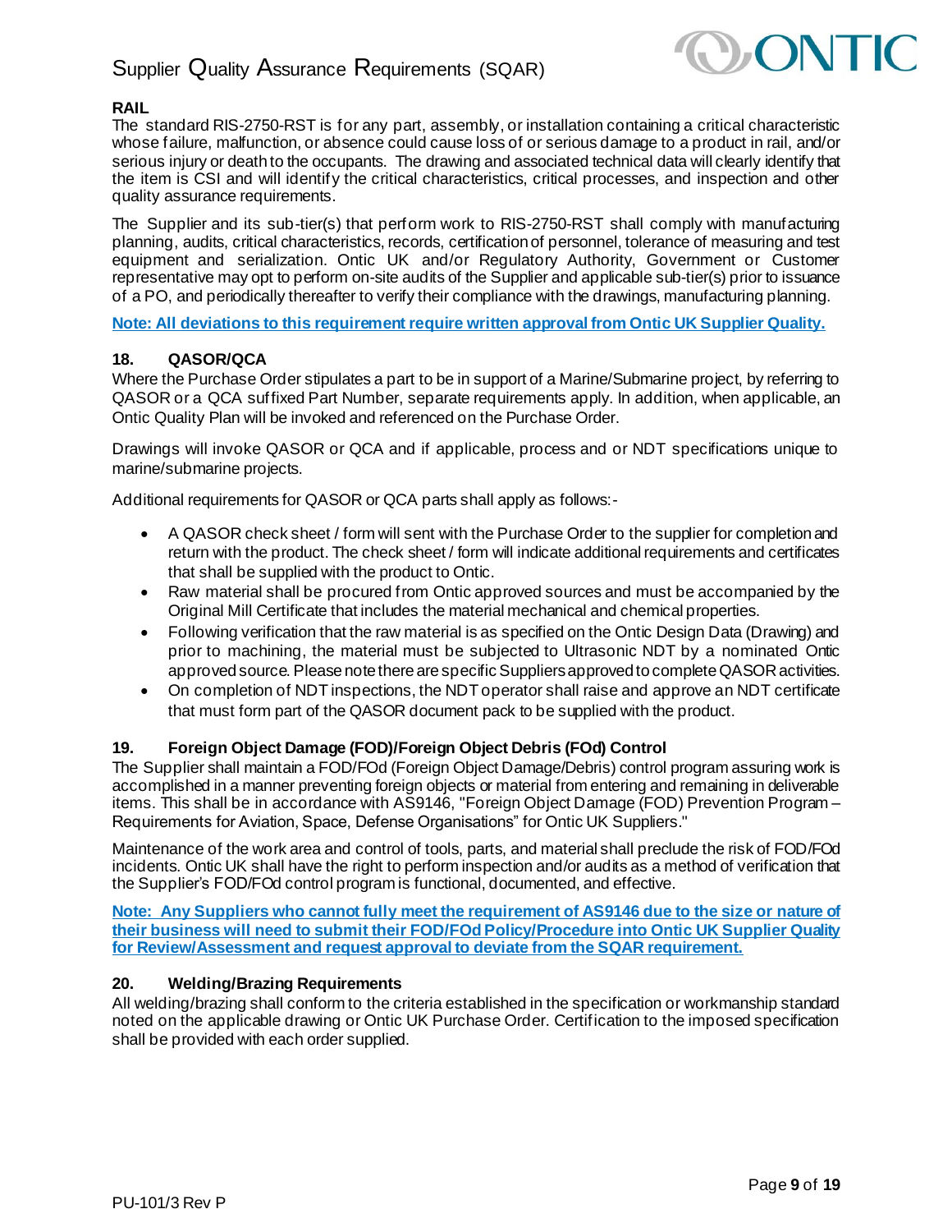**RAIL**

The standard RIS-2750-RST is for any part, assembly, or installation containing a critical characteristic whose failure, malfunction, or absence could cause loss of or serious damage to a product in rail, and/or serious injury or death to the occupants. The drawing and associated technical data will clearly identify that the item is CSI and will identify the critical characteristics, critical processes, and inspection and other quality assurance requirements.

The Supplier and its sub-tier(s) that perform work to RIS-2750-RST shall comply with manufacturing planning, audits, critical characteristics, records, certification of personnel, tolerance of measuring and test equipment and serialization. Ontic UK and/or Regulatory Authority, Government or Customer representative may opt to perform on-site audits of the Supplier and applicable sub-tier(s) prior to issuance of a PO, and periodically thereafter to verify their compliance with the drawings, manufacturing planning.

**Note: All deviations to this requirement require written approval from Ontic UK Supplier Quality.**

## 18. QASOR/QCA

Where the Purchase Order stipulates a part to be in support of a Marine/Submarine project, by referring to QASOR or a QCA suffixed Part Number, separate requirements apply. In addition, when applicable, an Ontic Quality Plan will be invoked and referenced on the Purchase Order.

Drawings will invoke QASOR or QCA and if applicable, process and or NDT specifications unique to marine/submarine projects.

Additional requirements for QASOR or QCA parts shall apply as follows:-

- A QASOR check sheet / form will sent with the Purchase Order to the supplier for completion and return with the product. The check sheet / form will indicate additional requirements and certificates that shall be supplied with the product to Ontic.
- Raw material shall be procured from Ontic approved sources and must be accompanied by the Original Mill Certificate that includes the material mechanical and chemical properties.
- Following verification that the raw material is as specified on the Ontic Design Data (Drawing) and prior to machining, the material must be subjected to Ultrasonic NDT by a nominated Ontic approved source. Please note there are specific Suppliers approved to complete QASOR activities.
- On completion of NDT inspections, the NDT operator shall raise and approve an NDT certificate that must form part of the QASOR document pack to be supplied with the product.

## 19. Foreign Object Damage (FOD)/Foreign Object Debris (FOd) Control

The Supplier shall maintain a FOD/FOd (Foreign Object Damage/Debris) control program assuring work is accomplished in a manner preventing foreign objects or material from entering and remaining in deliverable items. This shall be in accordance with AS9146, "Foreign Object Damage (FOD) Prevention Program – Requirements for Aviation, Space, Defense Organisations" for Ontic UK Suppliers."

Maintenance of the work area and control of tools, parts, and material shall preclude the risk of FOD/FOd incidents. Ontic UK shall have the right to perform inspection and/or audits as a method of verification that the Supplier's FOD/FOd control program is functional, documented, and effective.

**Note: Any Suppliers who cannot fully meet the requirement of AS9146 due to the size or nature of their business will need to submit their FOD/FOd Policy/Procedure into Ontic UK Supplier Quality for Review/Assessment and request approval to deviate from the SQAR requirement.**

## 20. Welding/Brazing Requirements

All welding/brazing shall conform to the criteria established in the specification or workmanship standard noted on the applicable drawing or Ontic UK Purchase Order. Certification to the imposed specification shall be provided with each order supplied.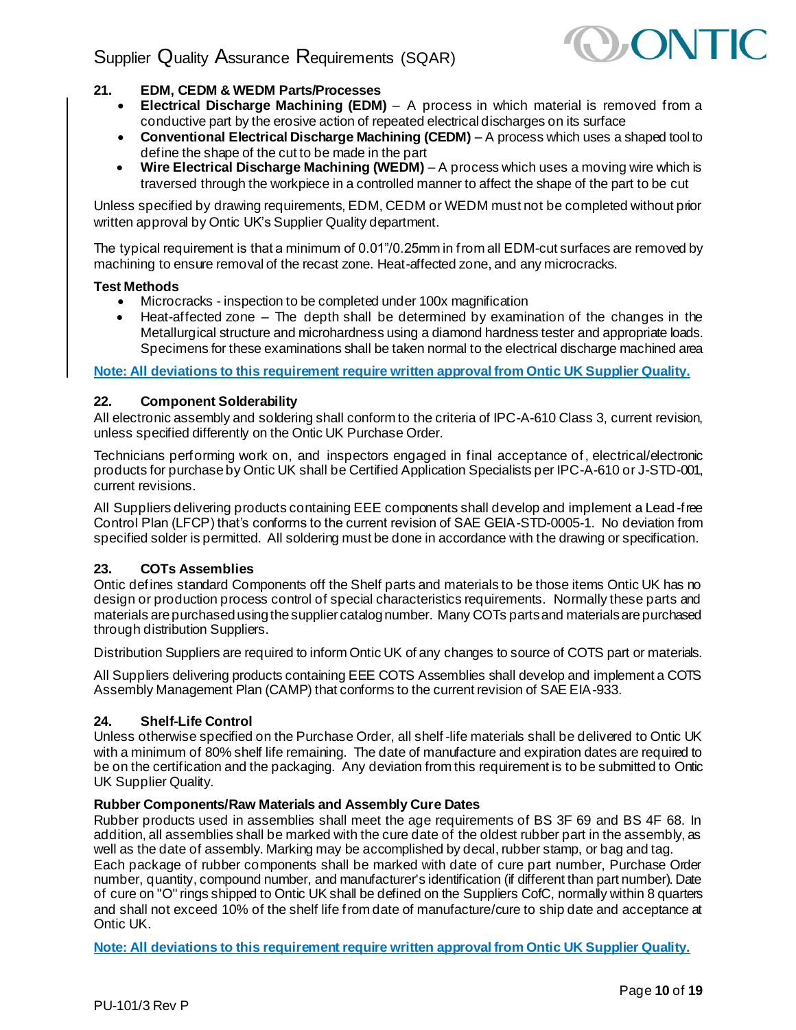## 21. EDM, CEDM & WEDM Parts/Processes

- **Electrical Discharge Machining (EDM)** – A process in which material is removed from a conductive part by the erosive action of repeated electrical discharges on its surface
- **Conventional Electrical Discharge Machining (CEDM)** – A process which uses a shaped tool to define the shape of the cut to be made in the part
- **Wire Electrical Discharge Machining (WEDM)** – A process which uses a moving wire which is traversed through the workpiece in a controlled manner to affect the shape of the part to be cut

Unless specified by drawing requirements, EDM, CEDM or WEDM must not be completed without prior written approval by Ontic UK's Supplier Quality department.

The typical requirement is that a minimum of 0.01"/0.25mm in from all EDM-cut surfaces are removed by machining to ensure removal of the recast zone. Heat-affected zone, and any microcracks.

**Test Methods**

- Microcracks - inspection to be completed under 100x magnification
- Heat-affected zone – The depth shall be determined by examination of the changes in the Metallurgical structure and microhardness using a diamond hardness tester and appropriate loads. Specimens for these examinations shall be taken normal to the electrical discharge machined area

**Note: All deviations to this requirement require written approval from Ontic UK Supplier Quality.**

## 22. Component Solderability

All electronic assembly and soldering shall conform to the criteria of IPC-A-610 Class 3, current revision, unless specified differently on the Ontic UK Purchase Order.

Technicians performing work on, and inspectors engaged in final acceptance of, electrical/electronic products for purchase by Ontic UK shall be Certified Application Specialists per IPC-A-610 or J-STD-001, current revisions.

All Suppliers delivering products containing EEE components shall develop and implement a Lead-free Control Plan (LFCP) that's conforms to the current revision of SAE GEIA-STD-0005-1. No deviation from specified solder is permitted. All soldering must be done in accordance with the drawing or specification.

## 23. COTs Assemblies

Ontic defines standard Components off the Shelf parts and materials to be those items Ontic UK has no design or production process control of special characteristics requirements. Normally these parts and materials are purchased using the supplier catalog number. Many COTs parts and materials are purchased through distribution Suppliers.

Distribution Suppliers are required to inform Ontic UK of any changes to source of COTS part or materials.

All Suppliers delivering products containing EEE COTS Assemblies shall develop and implement a COTS Assembly Management Plan (CAMP) that conforms to the current revision of SAE EIA-933.

## 24. Shelf-Life Control

Unless otherwise specified on the Purchase Order, all shelf-life materials shall be delivered to Ontic UK with a minimum of 80% shelf life remaining. The date of manufacture and expiration dates are required to be on the certification and the packaging. Any deviation from this requirement is to be submitted to Ontic UK Supplier Quality.

**Rubber Components/Raw Materials and Assembly Cure Dates**

Rubber products used in assemblies shall meet the age requirements of BS 3F 69 and BS 4F 68. In addition, all assemblies shall be marked with the cure date of the oldest rubber part in the assembly, as well as the date of assembly. Marking may be accomplished by decal, rubber stamp, or bag and tag.
Each package of rubber components shall be marked with date of cure part number, Purchase Order number, quantity, compound number, and manufacturer's identification (if different than part number). Date of cure on "O" rings shipped to Ontic UK shall be defined on the Suppliers CofC, normally within 8 quarters and shall not exceed 10% of the shelf life from date of manufacture/cure to ship date and acceptance at Ontic UK.

**Note: All deviations to this requirement require written approval from Ontic UK Supplier Quality.**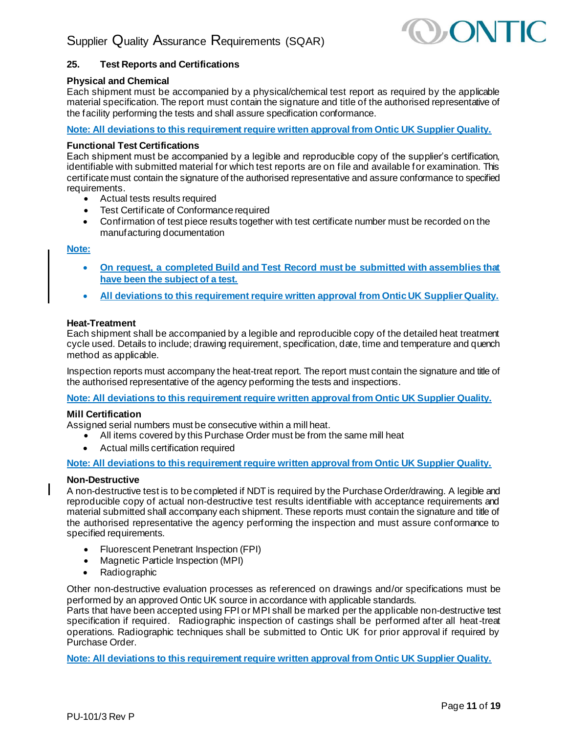## 25. Test Reports and Certifications

**Physical and Chemical**

Each shipment must be accompanied by a physical/chemical test report as required by the applicable material specification. The report must contain the signature and title of the authorised representative of the facility performing the tests and shall assure specification conformance.

**Note: All deviations to this requirement require written approval from Ontic UK Supplier Quality.**

**Functional Test Certifications**

Each shipment must be accompanied by a legible and reproducible copy of the supplier's certification, identifiable with submitted material for which test reports are on file and available for examination. This certificate must contain the signature of the authorised representative and assure conformance to specified requirements.

- Actual tests results required
- Test Certificate of Conformance required
- Confirmation of test piece results together with test certificate number must be recorded on the manufacturing documentation

**Note:**

- **On request, a completed Build and Test Record must be submitted with assemblies that have been the subject of a test.**
- **All deviations to this requirement require written approval from Ontic UK Supplier Quality.**

**Heat-Treatment**

Each shipment shall be accompanied by a legible and reproducible copy of the detailed heat treatment cycle used. Details to include; drawing requirement, specification, date, time and temperature and quench method as applicable.

Inspection reports must accompany the heat-treat report. The report must contain the signature and title of the authorised representative of the agency performing the tests and inspections.

**Note: All deviations to this requirement require written approval from Ontic UK Supplier Quality.**

**Mill Certification**

Assigned serial numbers must be consecutive within a mill heat.

- All items covered by this Purchase Order must be from the same mill heat
- Actual mills certification required

**Note: All deviations to this requirement require written approval from Ontic UK Supplier Quality.**

**Non-Destructive**

A non-destructive test is to be completed if NDT is required by the Purchase Order/drawing. A legible and reproducible copy of actual non-destructive test results identifiable with acceptance requirements and material submitted shall accompany each shipment. These reports must contain the signature and title of the authorised representative the agency performing the inspection and must assure conformance to specified requirements.

- Fluorescent Penetrant Inspection (FPI)
- Magnetic Particle Inspection (MPI)
- Radiographic

Other non-destructive evaluation processes as referenced on drawings and/or specifications must be performed by an approved Ontic UK source in accordance with applicable standards.

Parts that have been accepted using FPI or MPI shall be marked per the applicable non-destructive test specification if required. Radiographic inspection of castings shall be performed after all heat-treat operations. Radiographic techniques shall be submitted to Ontic UK for prior approval if required by Purchase Order.

**Note: All deviations to this requirement require written approval from Ontic UK Supplier Quality.**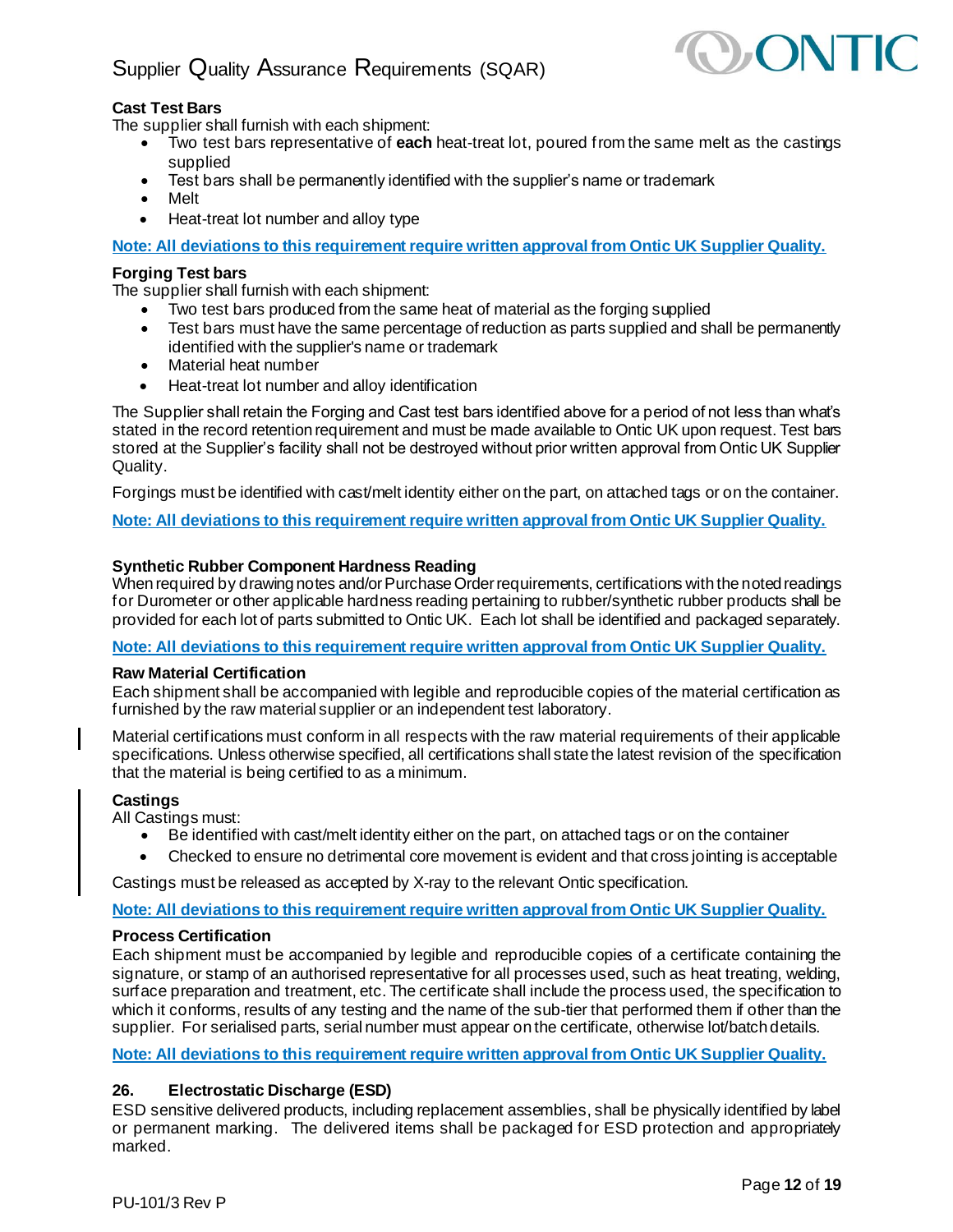**Cast Test Bars**

The supplier shall furnish with each shipment:

- Two test bars representative of **each** heat-treat lot, poured from the same melt as the castings supplied
- Test bars shall be permanently identified with the supplier's name or trademark
- Melt
- Heat-treat lot number and alloy type

**Note: All deviations to this requirement require written approval from Ontic UK Supplier Quality.**

**Forging Test bars**

The supplier shall furnish with each shipment:

- Two test bars produced from the same heat of material as the forging supplied
- Test bars must have the same percentage of reduction as parts supplied and shall be permanently identified with the supplier's name or trademark
- Material heat number
- Heat-treat lot number and alloy identification

The Supplier shall retain the Forging and Cast test bars identified above for a period of not less than what's stated in the record retention requirement and must be made available to Ontic UK upon request. Test bars stored at the Supplier's facility shall not be destroyed without prior written approval from Ontic UK Supplier Quality.

Forgings must be identified with cast/melt identity either on the part, on attached tags or on the container.

**Note: All deviations to this requirement require written approval from Ontic UK Supplier Quality.**

**Synthetic Rubber Component Hardness Reading**

When required by drawing notes and/or Purchase Order requirements, certifications with the noted readings for Durometer or other applicable hardness reading pertaining to rubber/synthetic rubber products shall be provided for each lot of parts submitted to Ontic UK. Each lot shall be identified and packaged separately.

**Note: All deviations to this requirement require written approval from Ontic UK Supplier Quality.**

**Raw Material Certification**

Each shipment shall be accompanied with legible and reproducible copies of the material certification as furnished by the raw material supplier or an independent test laboratory.

Material certifications must conform in all respects with the raw material requirements of their applicable specifications. Unless otherwise specified, all certifications shall state the latest revision of the specification that the material is being certified to as a minimum.

**Castings**

All Castings must:

- Be identified with cast/melt identity either on the part, on attached tags or on the container
- Checked to ensure no detrimental core movement is evident and that cross jointing is acceptable

Castings must be released as accepted by X-ray to the relevant Ontic specification.

**Note: All deviations to this requirement require written approval from Ontic UK Supplier Quality.**

**Process Certification**

Each shipment must be accompanied by legible and reproducible copies of a certificate containing the signature, or stamp of an authorised representative for all processes used, such as heat treating, welding, surface preparation and treatment, etc. The certificate shall include the process used, the specification to which it conforms, results of any testing and the name of the sub-tier that performed them if other than the supplier. For serialised parts, serial number must appear on the certificate, otherwise lot/batch details.

**Note: All deviations to this requirement require written approval from Ontic UK Supplier Quality.**

### 26. Electrostatic Discharge (ESD)

ESD sensitive delivered products, including replacement assemblies, shall be physically identified by label or permanent marking. The delivered items shall be packaged for ESD protection and appropriately marked.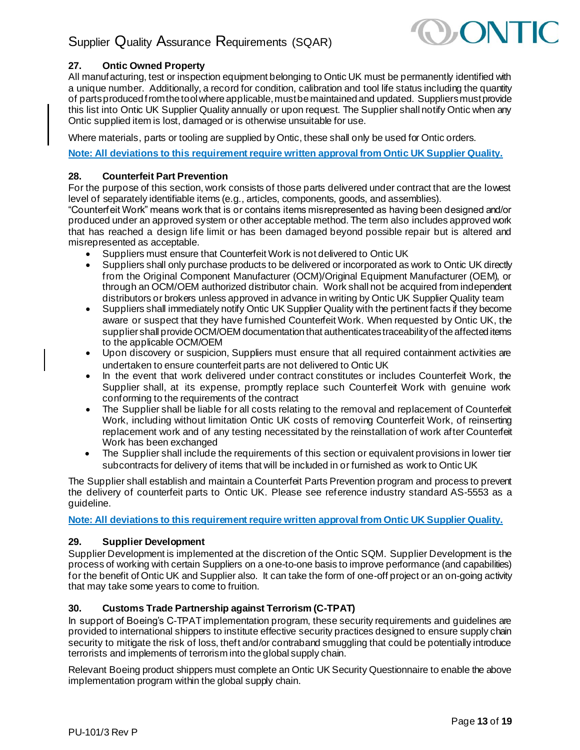## 27. Ontic Owned Property

All manufacturing, test or inspection equipment belonging to Ontic UK must be permanently identified with a unique number. Additionally, a record for condition, calibration and tool life status including the quantity of parts produced from the tool where applicable, must be maintained and updated. Suppliers must provide this list into Ontic UK Supplier Quality annually or upon request. The Supplier shall notify Ontic when any Ontic supplied item is lost, damaged or is otherwise unsuitable for use.

Where materials, parts or tooling are supplied by Ontic, these shall only be used for Ontic orders.

**Note: All deviations to this requirement require written approval from Ontic UK Supplier Quality.**

## 28. Counterfeit Part Prevention

For the purpose of this section, work consists of those parts delivered under contract that are the lowest level of separately identifiable items (e.g., articles, components, goods, and assemblies).
"Counterfeit Work" means work that is or contains items misrepresented as having been designed and/or produced under an approved system or other acceptable method. The term also includes approved work that has reached a design life limit or has been damaged beyond possible repair but is altered and misrepresented as acceptable.

- Suppliers must ensure that Counterfeit Work is not delivered to Ontic UK
- Suppliers shall only purchase products to be delivered or incorporated as work to Ontic UK directly from the Original Component Manufacturer (OCM)/Original Equipment Manufacturer (OEM), or through an OCM/OEM authorized distributor chain. Work shall not be acquired from independent distributors or brokers unless approved in advance in writing by Ontic UK Supplier Quality team
- Suppliers shall immediately notify Ontic UK Supplier Quality with the pertinent facts if they become aware or suspect that they have furnished Counterfeit Work. When requested by Ontic UK, the supplier shall provide OCM/OEM documentation that authenticates traceability of the affected items to the applicable OCM/OEM
- Upon discovery or suspicion, Suppliers must ensure that all required containment activities are undertaken to ensure counterfeit parts are not delivered to Ontic UK
- In the event that work delivered under contract constitutes or includes Counterfeit Work, the Supplier shall, at its expense, promptly replace such Counterfeit Work with genuine work conforming to the requirements of the contract
- The Supplier shall be liable for all costs relating to the removal and replacement of Counterfeit Work, including without limitation Ontic UK costs of removing Counterfeit Work, of reinserting replacement work and of any testing necessitated by the reinstallation of work after Counterfeit Work has been exchanged
- The Supplier shall include the requirements of this section or equivalent provisions in lower tier subcontracts for delivery of items that will be included in or furnished as work to Ontic UK

The Supplier shall establish and maintain a Counterfeit Parts Prevention program and process to prevent the delivery of counterfeit parts to Ontic UK. Please see reference industry standard AS-5553 as a guideline.

**Note: All deviations to this requirement require written approval from Ontic UK Supplier Quality.**

## 29. Supplier Development

Supplier Development is implemented at the discretion of the Ontic SQM. Supplier Development is the process of working with certain Suppliers on a one-to-one basis to improve performance (and capabilities) for the benefit of Ontic UK and Supplier also. It can take the form of one-off project or an on-going activity that may take some years to come to fruition.

## 30. Customs Trade Partnership against Terrorism (C-TPAT)

In support of Boeing's C-TPAT implementation program, these security requirements and guidelines are provided to international shippers to institute effective security practices designed to ensure supply chain security to mitigate the risk of loss, theft and/or contraband smuggling that could be potentially introduce terrorists and implements of terrorism into the global supply chain.

Relevant Boeing product shippers must complete an Ontic UK Security Questionnaire to enable the above implementation program within the global supply chain.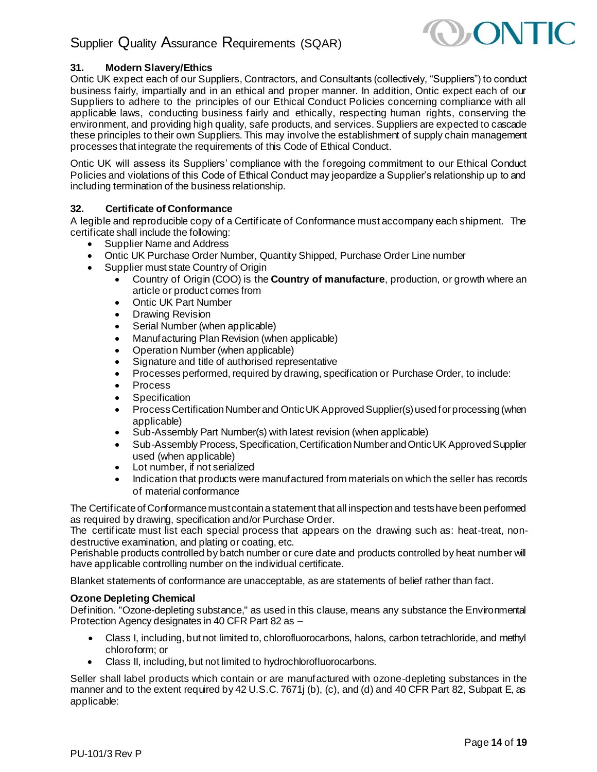### 31. Modern Slavery/Ethics

Ontic UK expect each of our Suppliers, Contractors, and Consultants (collectively, "Suppliers") to conduct business fairly, impartially and in an ethical and proper manner. In addition, Ontic expect each of our Suppliers to adhere to the principles of our Ethical Conduct Policies concerning compliance with all applicable laws, conducting business fairly and ethically, respecting human rights, conserving the environment, and providing high quality, safe products, and services. Suppliers are expected to cascade these principles to their own Suppliers. This may involve the establishment of supply chain management processes that integrate the requirements of this Code of Ethical Conduct.

Ontic UK will assess its Suppliers' compliance with the foregoing commitment to our Ethical Conduct Policies and violations of this Code of Ethical Conduct may jeopardize a Supplier's relationship up to and including termination of the business relationship.

### 32. Certificate of Conformance

A legible and reproducible copy of a Certificate of Conformance must accompany each shipment. The certificate shall include the following:

- Supplier Name and Address
- Ontic UK Purchase Order Number, Quantity Shipped, Purchase Order Line number
- Supplier must state Country of Origin
  - Country of Origin (COO) is the **Country of manufacture**, production, or growth where an article or product comes from
  - Ontic UK Part Number
  - Drawing Revision
  - Serial Number (when applicable)
  - Manufacturing Plan Revision (when applicable)
  - Operation Number (when applicable)
  - Signature and title of authorised representative
  - Processes performed, required by drawing, specification or Purchase Order, to include:
  - Process
  - Specification
  - Process Certification Number and Ontic UK Approved Supplier(s) used for processing (when applicable)
  - Sub-Assembly Part Number(s) with latest revision (when applicable)
  - Sub-Assembly Process, Specification, Certification Number and Ontic UK Approved Supplier used (when applicable)
  - Lot number, if not serialized
  - Indication that products were manufactured from materials on which the seller has records of material conformance

The Certificate of Conformance must contain a statement that all inspection and tests have been performed as required by drawing, specification and/or Purchase Order.
The certificate must list each special process that appears on the drawing such as: heat-treat, non-destructive examination, and plating or coating, etc.
Perishable products controlled by batch number or cure date and products controlled by heat number will have applicable controlling number on the individual certificate.

Blanket statements of conformance are unacceptable, as are statements of belief rather than fact.

**Ozone Depleting Chemical**

Definition. "Ozone-depleting substance," as used in this clause, means any substance the Environmental Protection Agency designates in 40 CFR Part 82 as –

- Class I, including, but not limited to, chlorofluorocarbons, halons, carbon tetrachloride, and methyl chloroform; or
- Class II, including, but not limited to hydrochlorofluorocarbons.

Seller shall label products which contain or are manufactured with ozone-depleting substances in the manner and to the extent required by 42 U.S.C. 7671j (b), (c), and (d) and 40 CFR Part 82, Subpart E, as applicable: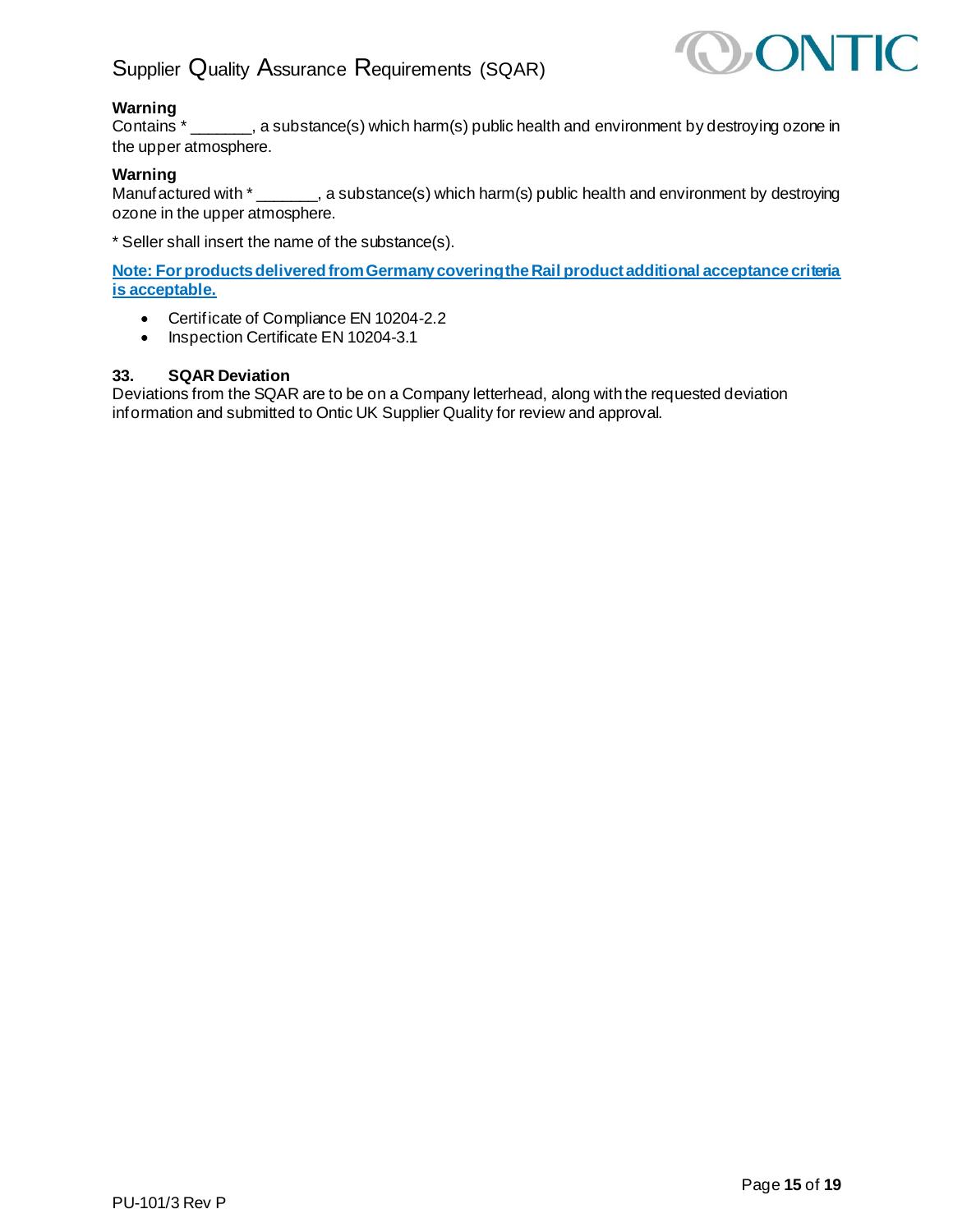**Warning**
Contains * _______, a substance(s) which harm(s) public health and environment by destroying ozone in the upper atmosphere.

**Warning**
Manufactured with * _______, a substance(s) which harm(s) public health and environment by destroying ozone in the upper atmosphere.

* Seller shall insert the name of the substance(s).

**Note: For products delivered from Germany covering the Rail product additional acceptance criteria is acceptable.**

- Certificate of Compliance EN 10204-2.2
- Inspection Certificate EN 10204-3.1

## 33. SQAR Deviation

Deviations from the SQAR are to be on a Company letterhead, along with the requested deviation information and submitted to Ontic UK Supplier Quality for review and approval.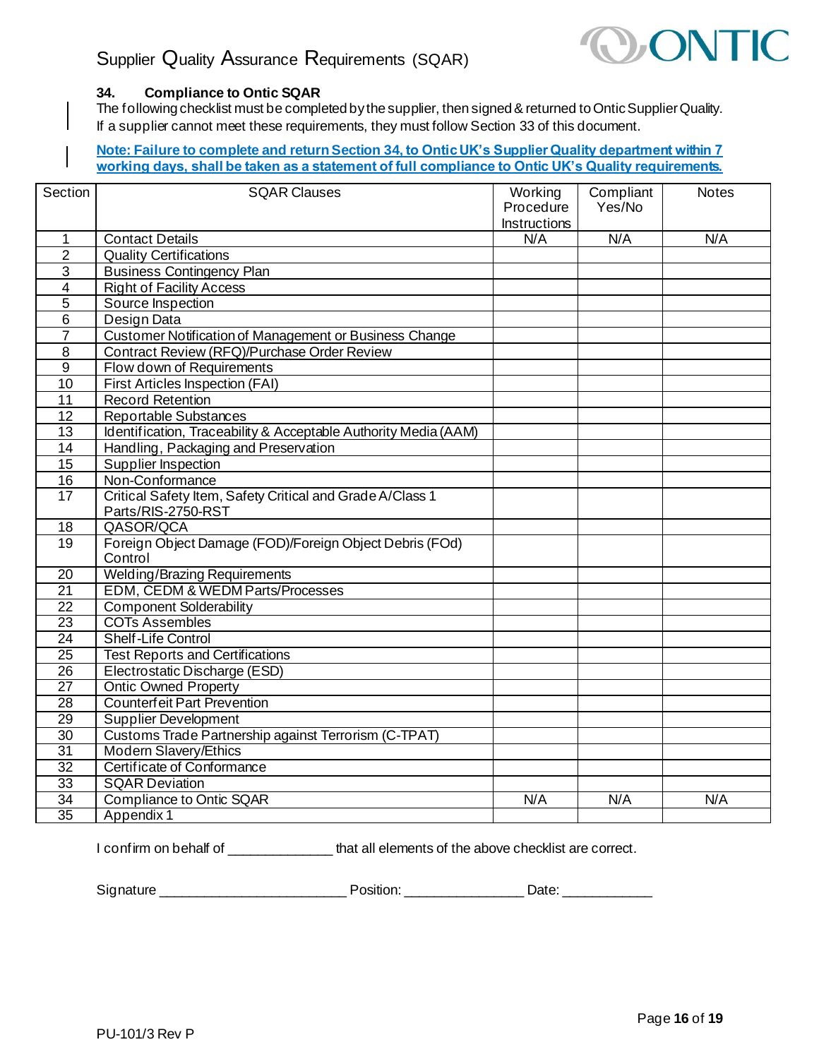### 34. Compliance to Ontic SQAR

The following checklist must be completed by the supplier, then signed & returned to Ontic Supplier Quality. If a supplier cannot meet these requirements, they must follow Section 33 of this document.

**Note: Failure to complete and return Section 34, to Ontic UK's Supplier Quality department within 7 working days, shall be taken as a statement of full compliance to Ontic UK's Quality requirements.**

| Section | SQAR Clauses | Working Procedure Instructions | Compliant Yes/No | Notes |
|---|---|---|---|---|
| 1 | Contact Details | N/A | N/A | N/A |
| 2 | Quality Certifications | | | |
| 3 | Business Contingency Plan | | | |
| 4 | Right of Facility Access | | | |
| 5 | Source Inspection | | | |
| 6 | Design Data | | | |
| 7 | Customer Notification of Management or Business Change | | | |
| 8 | Contract Review (RFQ)/Purchase Order Review | | | |
| 9 | Flow down of Requirements | | | |
| 10 | First Articles Inspection (FAI) | | | |
| 11 | Record Retention | | | |
| 12 | Reportable Substances | | | |
| 13 | Identification, Traceability & Acceptable Authority Media (AAM) | | | |
| 14 | Handling, Packaging and Preservation | | | |
| 15 | Supplier Inspection | | | |
| 16 | Non-Conformance | | | |
| 17 | Critical Safety Item, Safety Critical and Grade A/Class 1 Parts/RIS-2750-RST | | | |
| 18 | QASOR/QCA | | | |
| 19 | Foreign Object Damage (FOD)/Foreign Object Debris (FOd) Control | | | |
| 20 | Welding/Brazing Requirements | | | |
| 21 | EDM, CEDM & WEDM Parts/Processes | | | |
| 22 | Component Solderability | | | |
| 23 | COTs Assembles | | | |
| 24 | Shelf-Life Control | | | |
| 25 | Test Reports and Certifications | | | |
| 26 | Electrostatic Discharge (ESD) | | | |
| 27 | Ontic Owned Property | | | |
| 28 | Counterfeit Part Prevention | | | |
| 29 | Supplier Development | | | |
| 30 | Customs Trade Partnership against Terrorism (C-TPAT) | | | |
| 31 | Modern Slavery/Ethics | | | |
| 32 | Certificate of Conformance | | | |
| 33 | SQAR Deviation | | | |
| 34 | Compliance to Ontic SQAR | N/A | N/A | N/A |
| 35 | Appendix 1 | | | |

I confirm on behalf of _____________ that all elements of the above checklist are correct.

Signature ________________________ Position: _______________ Date: ___________

PU-101/3 Rev P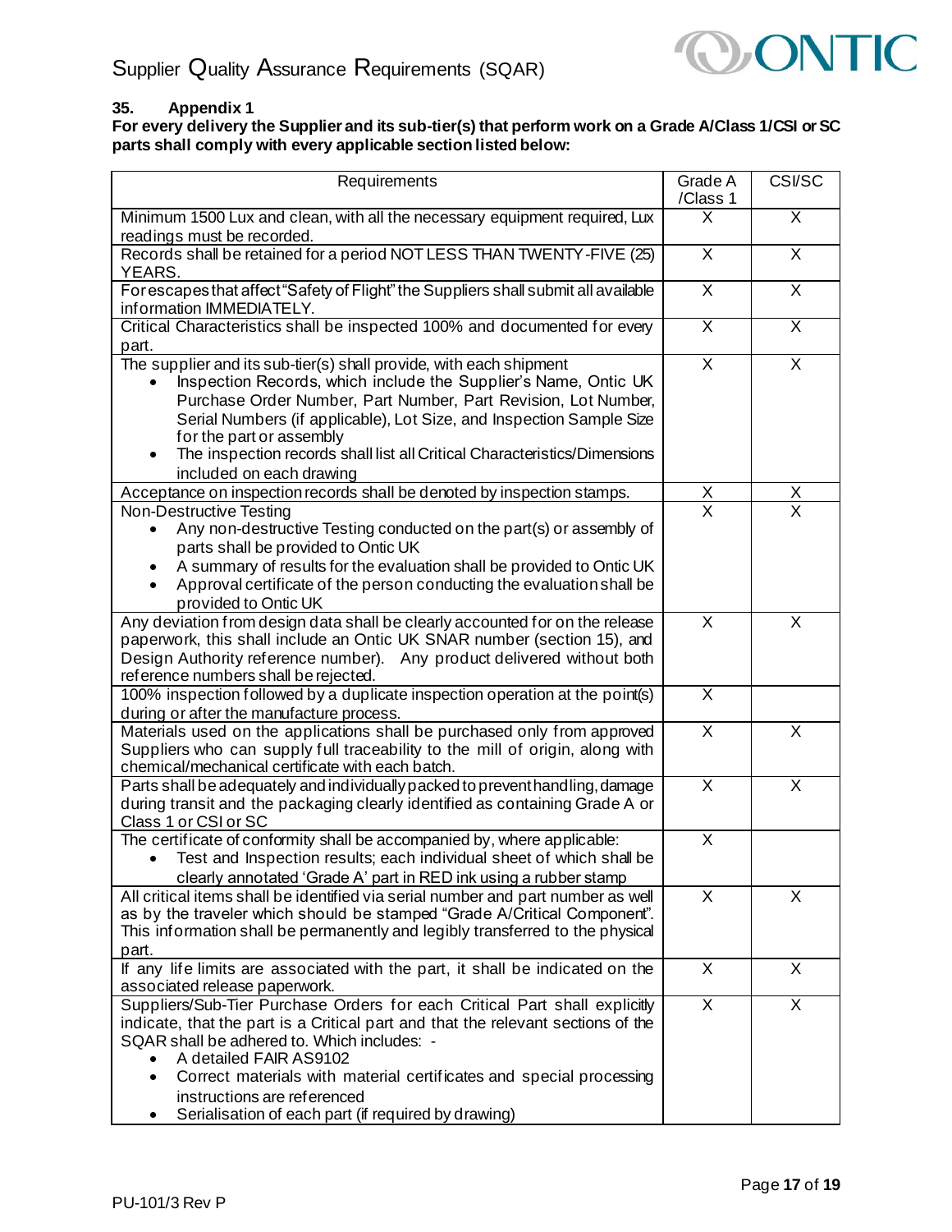## 35. Appendix 1

**For every delivery the Supplier and its sub-tier(s) that perform work on a Grade A/Class 1/CSI or SC parts shall comply with every applicable section listed below:**

| Requirements | Grade A /Class 1 | CSI/SC |
|---|---|---|
| Minimum 1500 Lux and clean, with all the necessary equipment required, Lux readings must be recorded. | X | X |
| Records shall be retained for a period NOT LESS THAN TWENTY-FIVE (25) YEARS. | X | X |
| For escapes that affect "Safety of Flight" the Suppliers shall submit all available information IMMEDIATELY. | X | X |
| Critical Characteristics shall be inspected 100% and documented for every part. | X | X |
| The supplier and its sub-tier(s) shall provide, with each shipment<br>• Inspection Records, which include the Supplier's Name, Ontic UK Purchase Order Number, Part Number, Part Revision, Lot Number, Serial Numbers (if applicable), Lot Size, and Inspection Sample Size for the part or assembly<br>• The inspection records shall list all Critical Characteristics/Dimensions included on each drawing | X | X |
| Acceptance on inspection records shall be denoted by inspection stamps. | X | X |
| Non-Destructive Testing<br>• Any non-destructive Testing conducted on the part(s) or assembly of parts shall be provided to Ontic UK<br>• A summary of results for the evaluation shall be provided to Ontic UK<br>• Approval certificate of the person conducting the evaluation shall be provided to Ontic UK | X | X |
| Any deviation from design data shall be clearly accounted for on the release paperwork, this shall include an Ontic UK SNAR number (section 15), and Design Authority reference number). Any product delivered without both reference numbers shall be rejected. | X | X |
| 100% inspection followed by a duplicate inspection operation at the point(s) during or after the manufacture process. | X | |
| Materials used on the applications shall be purchased only from approved Suppliers who can supply full traceability to the mill of origin, along with chemical/mechanical certificate with each batch. | X | X |
| Parts shall be adequately and individually packed to prevent handling, damage during transit and the packaging clearly identified as containing Grade A or Class 1 or CSI or SC | X | X |
| The certificate of conformity shall be accompanied by, where applicable:<br>• Test and Inspection results; each individual sheet of which shall be clearly annotated 'Grade A' part in RED ink using a rubber stamp | X | |
| All critical items shall be identified via serial number and part number as well as by the traveler which should be stamped "Grade A/Critical Component". This information shall be permanently and legibly transferred to the physical part. | X | X |
| If any life limits are associated with the part, it shall be indicated on the associated release paperwork. | X | X |
| Suppliers/Sub-Tier Purchase Orders for each Critical Part shall explicitly indicate, that the part is a Critical part and that the relevant sections of the SQAR shall be adhered to. Which includes: -<br>• A detailed FAIR AS9102<br>• Correct materials with material certificates and special processing instructions are referenced<br>• Serialisation of each part (if required by drawing) | X | X |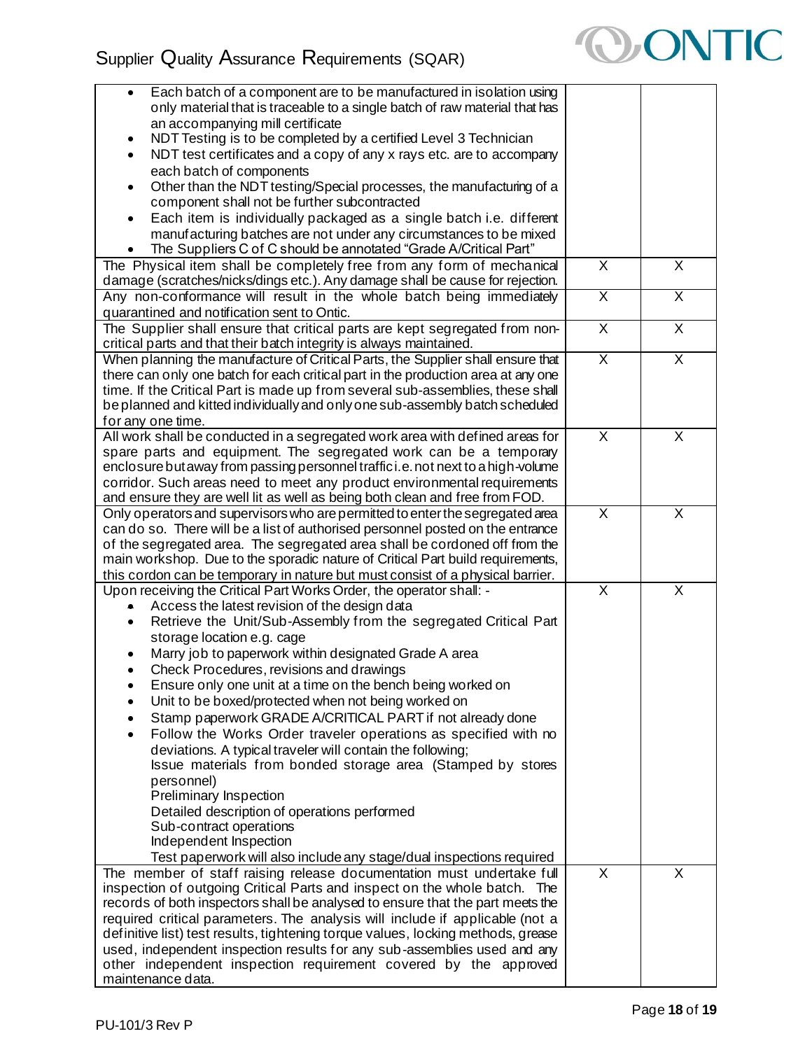| | | |
|---|---|---|
| • Each batch of a component are to be manufactured in isolation using only material that is traceable to a single batch of raw material that has an accompanying mill certificate<br>• NDT Testing is to be completed by a certified Level 3 Technician<br>• NDT test certificates and a copy of any x rays etc. are to accompany each batch of components<br>• Other than the NDT testing/Special processes, the manufacturing of a component shall not be further subcontracted<br>• Each item is individually packaged as a single batch i.e. different manufacturing batches are not under any circumstances to be mixed<br>• The Suppliers C of C should be annotated "Grade A/Critical Part" | | |
| The Physical item shall be completely free from any form of mechanical damage (scratches/nicks/dings etc.). Any damage shall be cause for rejection. | X | X |
| Any non-conformance will result in the whole batch being immediately quarantined and notification sent to Ontic. | X | X |
| The Supplier shall ensure that critical parts are kept segregated from non-critical parts and that their batch integrity is always maintained. | X | X |
| When planning the manufacture of Critical Parts, the Supplier shall ensure that there can only one batch for each critical part in the production area at any one time. If the Critical Part is made up from several sub-assemblies, these shall be planned and kitted individually and only one sub-assembly batch scheduled for any one time. | X | X |
| All work shall be conducted in a segregated work area with defined areas for spare parts and equipment. The segregated work can be a temporary enclosure but away from passing personnel traffic i.e. not next to a high-volume corridor. Such areas need to meet any product environmental requirements and ensure they are well lit as well as being both clean and free from FOD. | X | X |
| Only operators and supervisors who are permitted to enter the segregated area can do so. There will be a list of authorised personnel posted on the entrance of the segregated area. The segregated area shall be cordoned off from the main workshop. Due to the sporadic nature of Critical Part build requirements, this cordon can be temporary in nature but must consist of a physical barrier. | X | X |
| Upon receiving the Critical Part Works Order, the operator shall: -<br>• Access the latest revision of the design data<br>• Retrieve the Unit/Sub-Assembly from the segregated Critical Part storage location e.g. cage<br>• Marry job to paperwork within designated Grade A area<br>• Check Procedures, revisions and drawings<br>• Ensure only one unit at a time on the bench being worked on<br>• Unit to be boxed/protected when not being worked on<br>• Stamp paperwork GRADE A/CRITICAL PART if not already done<br>• Follow the Works Order traveler operations as specified with no deviations. A typical traveler will contain the following;<br>Issue materials from bonded storage area (Stamped by stores personnel)<br>Preliminary Inspection<br>Detailed description of operations performed<br>Sub-contract operations<br>Independent Inspection<br>Test paperwork will also include any stage/dual inspections required | X | X |
| The member of staff raising release documentation must undertake full inspection of outgoing Critical Parts and inspect on the whole batch. The records of both inspectors shall be analysed to ensure that the part meets the required critical parameters. The analysis will include if applicable (not a definitive list) test results, tightening torque values, locking methods, grease used, independent inspection results for any sub-assemblies used and any other independent inspection requirement covered by the approved maintenance data. | X | X |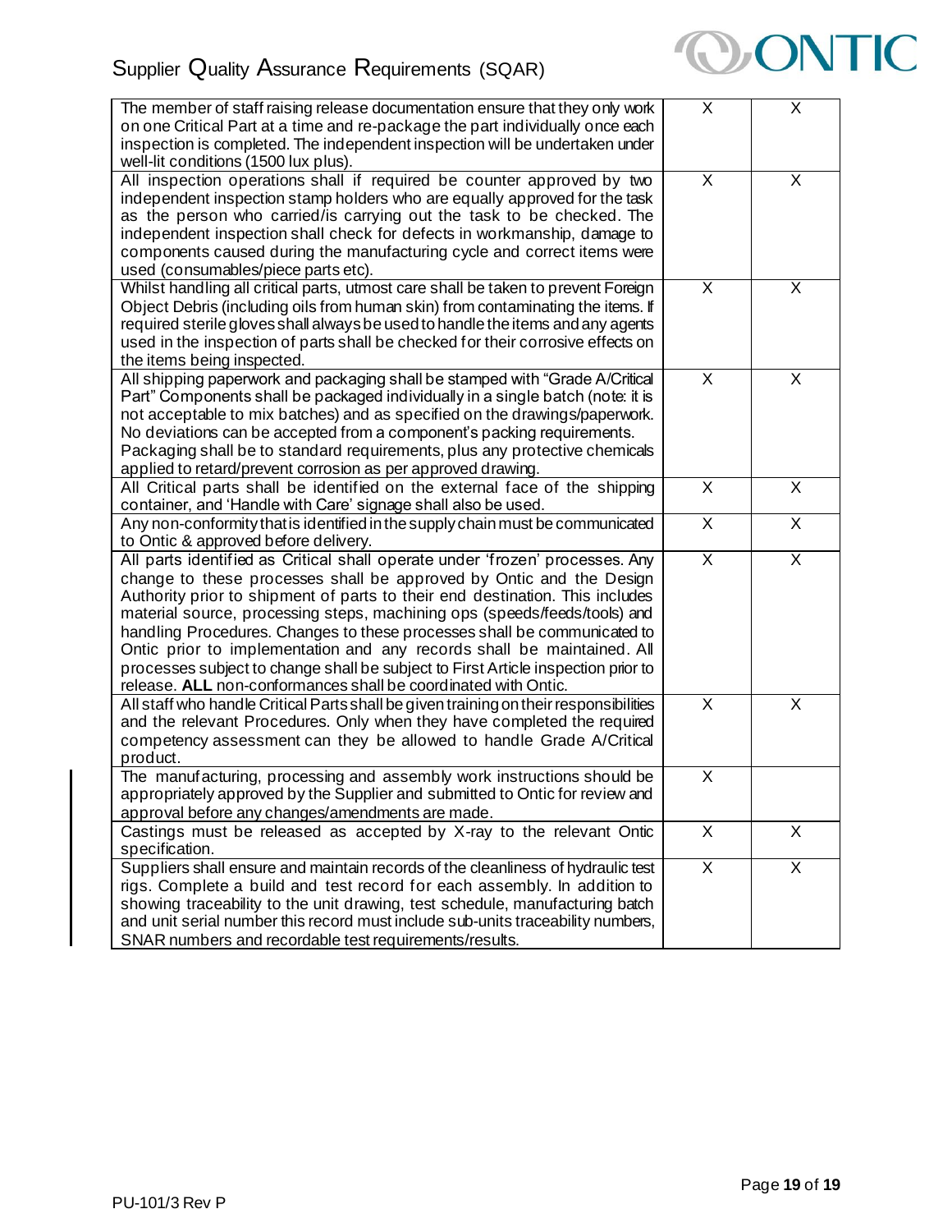| | | |
|---|---|---|
| The member of staff raising release documentation ensure that they only work on one Critical Part at a time and re-package the part individually once each inspection is completed. The independent inspection will be undertaken under well-lit conditions (1500 lux plus). | X | X |
| All inspection operations shall if required be counter approved by two independent inspection stamp holders who are equally approved for the task as the person who carried/is carrying out the task to be checked. The independent inspection shall check for defects in workmanship, damage to components caused during the manufacturing cycle and correct items were used (consumables/piece parts etc). | X | X |
| Whilst handling all critical parts, utmost care shall be taken to prevent Foreign Object Debris (including oils from human skin) from contaminating the items. If required sterile gloves shall always be used to handle the items and any agents used in the inspection of parts shall be checked for their corrosive effects on the items being inspected. | X | X |
| All shipping paperwork and packaging shall be stamped with "Grade A/Critical Part" Components shall be packaged individually in a single batch (note: it is not acceptable to mix batches) and as specified on the drawings/paperwork. No deviations can be accepted from a component's packing requirements. Packaging shall be to standard requirements, plus any protective chemicals applied to retard/prevent corrosion as per approved drawing. | X | X |
| All Critical parts shall be identified on the external face of the shipping container, and 'Handle with Care' signage shall also be used. | X | X |
| Any non-conformity that is identified in the supply chain must be communicated to Ontic & approved before delivery. | X | X |
| All parts identified as Critical shall operate under 'frozen' processes. Any change to these processes shall be approved by Ontic and the Design Authority prior to shipment of parts to their end destination. This includes material source, processing steps, machining ops (speeds/feeds/tools) and handling Procedures. Changes to these processes shall be communicated to Ontic prior to implementation and any records shall be maintained. All processes subject to change shall be subject to First Article inspection prior to release. **ALL** non-conformances shall be coordinated with Ontic. | X | X |
| All staff who handle Critical Parts shall be given training on their responsibilities and the relevant Procedures. Only when they have completed the required competency assessment can they be allowed to handle Grade A/Critical product. | X | X |
| The manufacturing, processing and assembly work instructions should be appropriately approved by the Supplier and submitted to Ontic for review and approval before any changes/amendments are made. | X | |
| Castings must be released as accepted by X-ray to the relevant Ontic specification. | X | X |
| Suppliers shall ensure and maintain records of the cleanliness of hydraulic test rigs. Complete a build and test record for each assembly. In addition to showing traceability to the unit drawing, test schedule, manufacturing batch and unit serial number this record must include sub-units traceability numbers, SNAR numbers and recordable test requirements/results. | X | X |